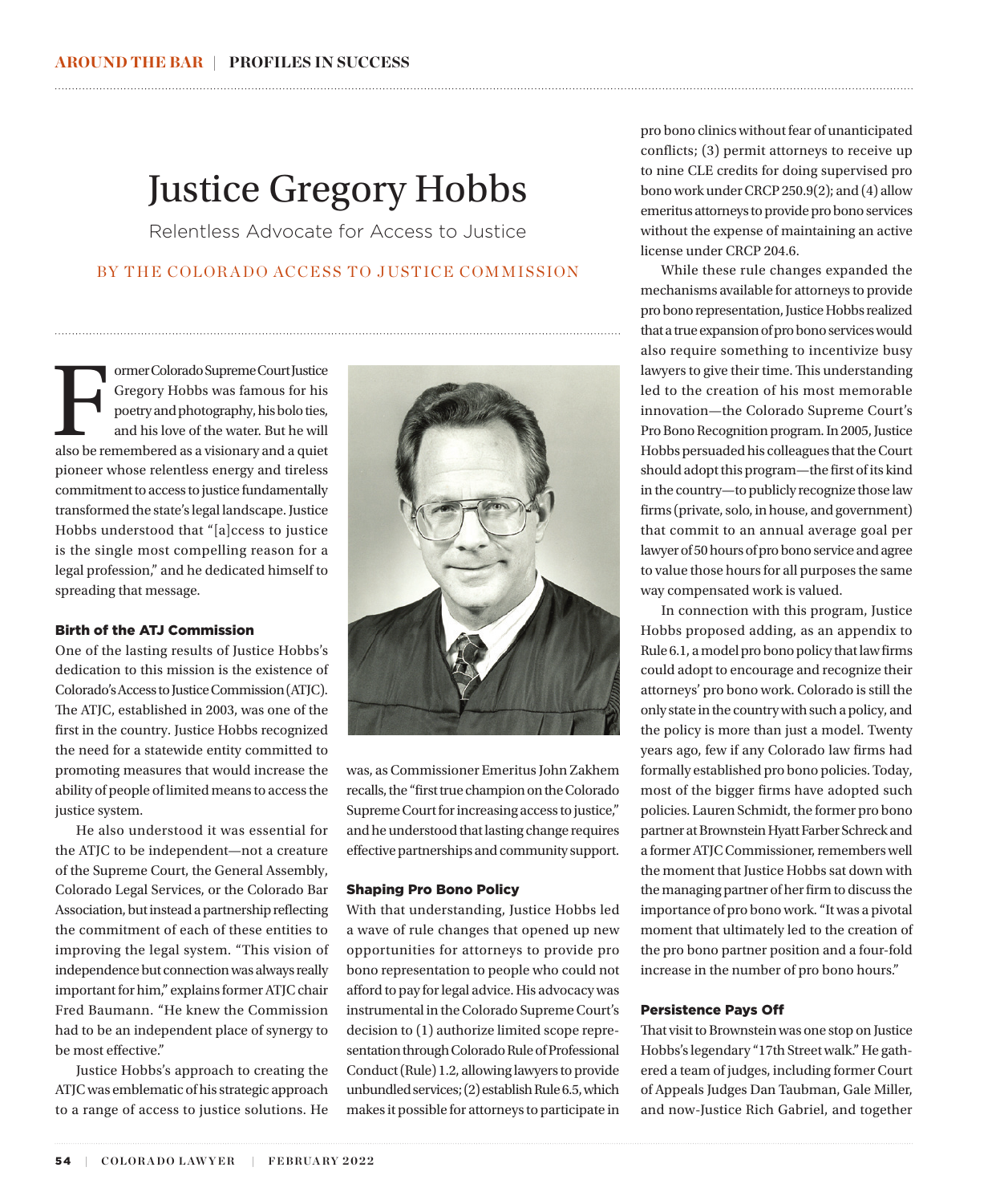# Justice Gregory Hobbs

Relentless Advocate for Access to Justice

BY THE COLORADO ACCESS TO JUSTICE COMMISSION

Former Colorado Supreme Court Justice Gregory Hobbs was famous for his poetry and photography, his bolo ties, and his love of the water. But he will also be remembered as a visionary and a quiet pioneer whose relentless energy and tireless commitment to access to justice fundamentally transformed the state's legal landscape. Justice Hobbs understood that "[a]ccess to justice is the single most compelling reason for a legal profession," and he dedicated himself to spreading that message.

### Birth of the ATJ Commission

One of the lasting results of Justice Hobbs's dedication to this mission is the existence of Colorado's Access to Justice Commission (ATJC). The ATJC, established in 2003, was one of the first in the country. Justice Hobbs recognized the need for a statewide entity committed to promoting measures that would increase the ability of people of limited means to access the justice system.

He also understood it was essential for the ATJC to be independent—not a creature of the Supreme Court, the General Assembly, Colorado Legal Services, or the Colorado Bar Association, but instead a partnership reflecting the commitment of each of these entities to improving the legal system. "This vision of independence but connection was always really important for him," explains former ATJC chair Fred Baumann. "He knew the Commission had to be an independent place of synergy to be most effective."

Justice Hobbs's approach to creating the ATJC was emblematic of his strategic approach to a range of access to justice solutions. He was, as Commissioner Emeritus John Zakhem recalls, the "first true champion on the Colorado Supreme Court for increasing access to justice," and he understood that lasting change requires effective partnerships and community support.

### Shaping Pro Bono Policy

With that understanding, Justice Hobbs led a wave of rule changes that opened up new opportunities for attorneys to provide pro bono representation to people who could not afford to pay for legal advice. His advocacy was instrumental in the Colorado Supreme Court's decision to (1) authorize limited scope representation through Colorado Rule of Professional Conduct (Rule) 1.2, allowing lawyers to provide unbundled services; (2) establish Rule 6.5, which makes it possible for attorneys to participate in pro bono clinics without fear of unanticipated conflicts; (3) permit attorneys to receive up to nine CLE credits for doing supervised pro bono work under CRCP 250.9(2); and (4) allow emeritus attorneys to provide pro bono services without the expense of maintaining an active license under CRCP 204.6.

While these rule changes expanded the mechanisms available for attorneys to provide pro bono representation, Justice Hobbs realized that a true expansion of pro bono services would also require something to incentivize busy lawyers to give their time. This understanding led to the creation of his most memorable innovation—the Colorado Supreme Court's Pro Bono Recognition program. In 2005, Justice Hobbs persuaded his colleagues that the Court should adopt this program—the first of its kind in the country—to publicly recognize those law firms (private, solo, in house, and government) that commit to an annual average goal per lawyer of 50 hours of pro bono service and agree to value those hours for all purposes the same way compensated work is valued.

In connection with this program, Justice Hobbs proposed adding, as an appendix to Rule 6.1, a model pro bono policy that law firms could adopt to encourage and recognize their attorneys' pro bono work. Colorado is still the only state in the country with such a policy, and the policy is more than just a model. Twenty years ago, few if any Colorado law firms had formally established pro bono policies. Today, most of the bigger firms have adopted such policies. Lauren Schmidt, the former pro bono partner at Brownstein Hyatt Farber Schreck and a former ATJC Commissioner, remembers well the moment that Justice Hobbs sat down with the managing partner of her firm to discuss the importance of pro bono work. "It was a pivotal moment that ultimately led to the creation of the pro bono partner position and a four-fold increase in the number of pro bono hours."

### Persistence Pays Off

That visit to Brownstein was one stop on Justice Hobbs's legendary "17th Street walk." He gathered a team of judges, including former Court of Appeals Judges Dan Taubman, Gale Miller, and now-Justice Rich Gabriel, and together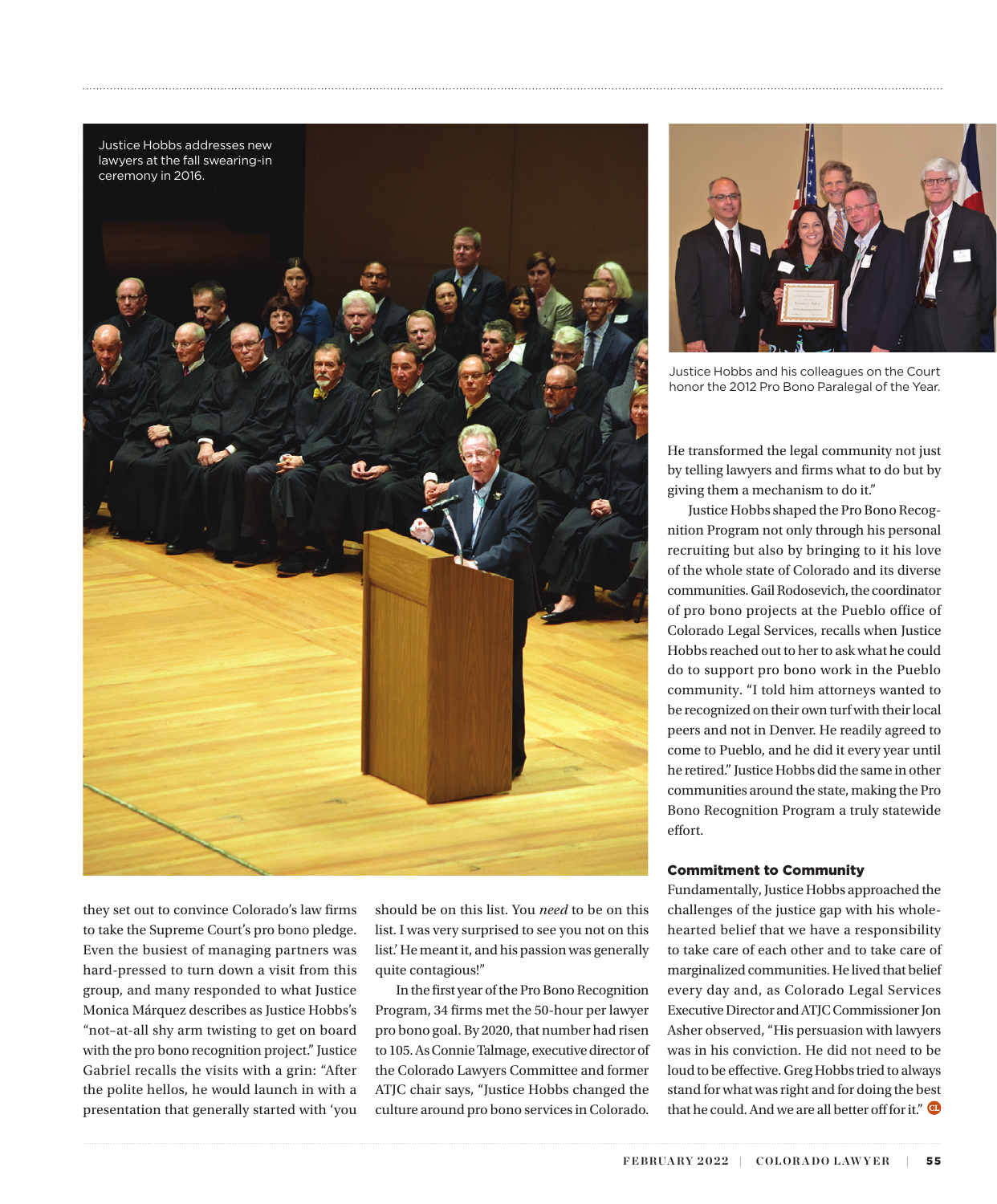Justice Hobbs addresses new lawyers at the fall swearing-in ceremony in 2016.

Justice Hobbs and his colleagues on the Court honor the 2012 Pro Bono Paralegal of the Year.

they set out to convince Colorado's law firms to take the Supreme Court's pro bono pledge. Even the busiest of managing partners was hard-pressed to turn down a visit from this group, and many responded to what Justice Monica Márquez describes as Justice Hobbs's "not–at-all shy arm twisting to get on board with the pro bono recognition project." Justice Gabriel recalls the visits with a grin: "After the polite hellos, he would launch in with a presentation that generally started with 'you should be on this list. You *need* to be on this list. I was very surprised to see you not on this list.' He meant it, and his passion was generally quite contagious!"

In the first year of the Pro Bono Recognition Program, 34 firms met the 50-hour per lawyer pro bono goal. By 2020, that number had risen to 105. As Connie Talmage, executive director of the Colorado Lawyers Committee and former ATJC chair says, "Justice Hobbs changed the culture around pro bono services in Colorado. He transformed the legal community not just by telling lawyers and firms what to do but by giving them a mechanism to do it."

Justice Hobbs shaped the Pro Bono Recognition Program not only through his personal recruiting but also by bringing to it his love of the whole state of Colorado and its diverse communities. Gail Rodosevich, the coordinator of pro bono projects at the Pueblo office of Colorado Legal Services, recalls when Justice Hobbs reached out to her to ask what he could do to support pro bono work in the Pueblo community. "I told him attorneys wanted to be recognized on their own turf with their local peers and not in Denver. He readily agreed to come to Pueblo, and he did it every year until he retired." Justice Hobbs did the same in other communities around the state, making the Pro Bono Recognition Program a truly statewide effort.

### Commitment to Community

Fundamentally, Justice Hobbs approached the challenges of the justice gap with his wholehearted belief that we have a responsibility to take care of each other and to take care of marginalized communities. He lived that belief every day and, as Colorado Legal Services Executive Director and ATJC Commissioner Jon Asher observed, "His persuasion with lawyers was in his conviction. He did not need to be loud to be effective. Greg Hobbs tried to always stand for what was right and for doing the best that he could. And we are all better off for it."